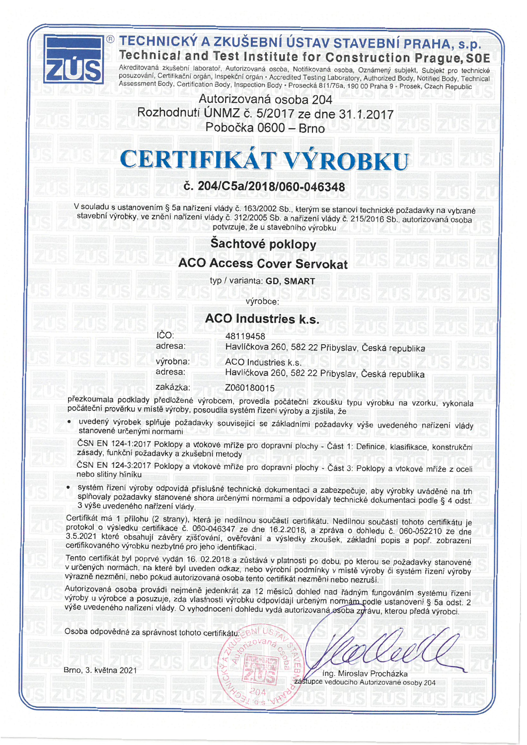# TECHNICKÝ A ZKUŠEBNÍ ÚSTAV STAVEBNÍ PRAHA, s.p.

## Technical and Test Institute for Construction Prague, SOE

Akreditovaná zkušební laboratoř, Autorizovaná osoba, Notifikovaná osoba, Oznámený subjekt, Subjekt pro technické posuzování, Certifikační orgán, Inspekční orgán • Accredited Testing Laboratory, Authorized Body, Notified Body, Technical Assessment Body, Certification Body, Inspection Body • Prosecká 811/76a, 190 00 Praha 9 - Prosek, Czech Republic

Autorizovaná osoba 204
Rozhodnutí ÚNMZ č. 5/2017 ze dne 31.1.2017
Pobočka 0600 – Brno

# CERTIFIKÁT VÝROBKU

## č. 204/C5a/2018/060-046348

V souladu s ustanovením § 5a nařízení vlády č. 163/2002 Sb., kterým se stanoví technické požadavky na vybrané stavební výrobky, ve znění nařízení vlády č. 312/2005 Sb. a nařízení vlády č. 215/2016 Sb., autorizovaná osoba potvrzuje, že u stavebního výrobku

**Šachtové poklopy**

**ACO Access Cover Servokat**

typ / varianta: **GD, SMART**

výrobce:

**ACO Industries k.s.**

IČO: 48119458
adresa: Havlíčkova 260, 582 22 Přibyslav, Česká republika
výrobna: ACO Industries k.s.
adresa: Havlíčkova 260, 582 22 Přibyslav, Česká republika
zakázka: Z060180015

přezkoumala podklady předložené výrobcem, provedla počáteční zkoušku typu výrobku na vzorku, vykonala počáteční prověrku v místě výroby, posoudila systém řízení výroby a zjistila, že

- uvedený výrobek splňuje požadavky související se základními požadavky výše uvedeného nařízení vlády stanovené určenými normami

  ČSN EN 124-1:2017 Poklopy a vtokové mříže pro dopravní plochy - Část 1: Definice, klasifikace, konstrukční zásady, funkční požadavky a zkušební metody

  ČSN EN 124-3:2017 Poklopy a vtokové mříže pro dopravní plochy - Část 3: Poklopy a vtokové mříže z oceli nebo slitiny hliníku

- systém řízení výroby odpovídá příslušné technické dokumentaci a zabezpečuje, aby výrobky uváděné na trh splňovaly požadavky stanovené shora určenými normami a odpovídaly technické dokumentaci podle § 4 odst. 3 výše uvedeného nařízení vlády.

Certifikát má 1 přílohu (2 strany), která je nedílnou součástí certifikátu. Nedílnou součástí tohoto certifikátu je protokol o výsledku certifikace č. 060-046347 ze dne 16.2.2018, a zpráva o dohledu č. 060-052210 ze dne 3.5.2021 které obsahují závěry zjišťování, ověřování a výsledky zkoušek, základní popis a popř. zobrazení certifikovaného výrobku nezbytné pro jeho identifikaci.

Tento certifikát byl poprvé vydán 16. 02.2018 a zůstává v platnosti po dobu, po kterou se požadavky stanovené v určených normách, na které byl uveden odkaz, nebo výrobní podmínky v místě výroby či systém řízení výroby výrazně nezmění, nebo pokud autorizovaná osoba tento certifikát nezmění nebo nezruší.

Autorizovaná osoba provádí nejméně jedenkrát za 12 měsíců dohled nad řádným fungováním systému řízení výroby u výrobce a posuzuje, zda vlastnosti výrobku odpovídají určeným normám podle ustanovení § 5a odst. 2 výše uvedeného nařízení vlády. O vyhodnocení dohledu vydá autorizovaná osoba zprávu, kterou předá výrobci.

Osoba odpovědná za správnost tohoto certifikátu:

Brno, 3. května 2021

Ing. Miroslav Procházka
zástupce vedoucího Autorizované osoby 204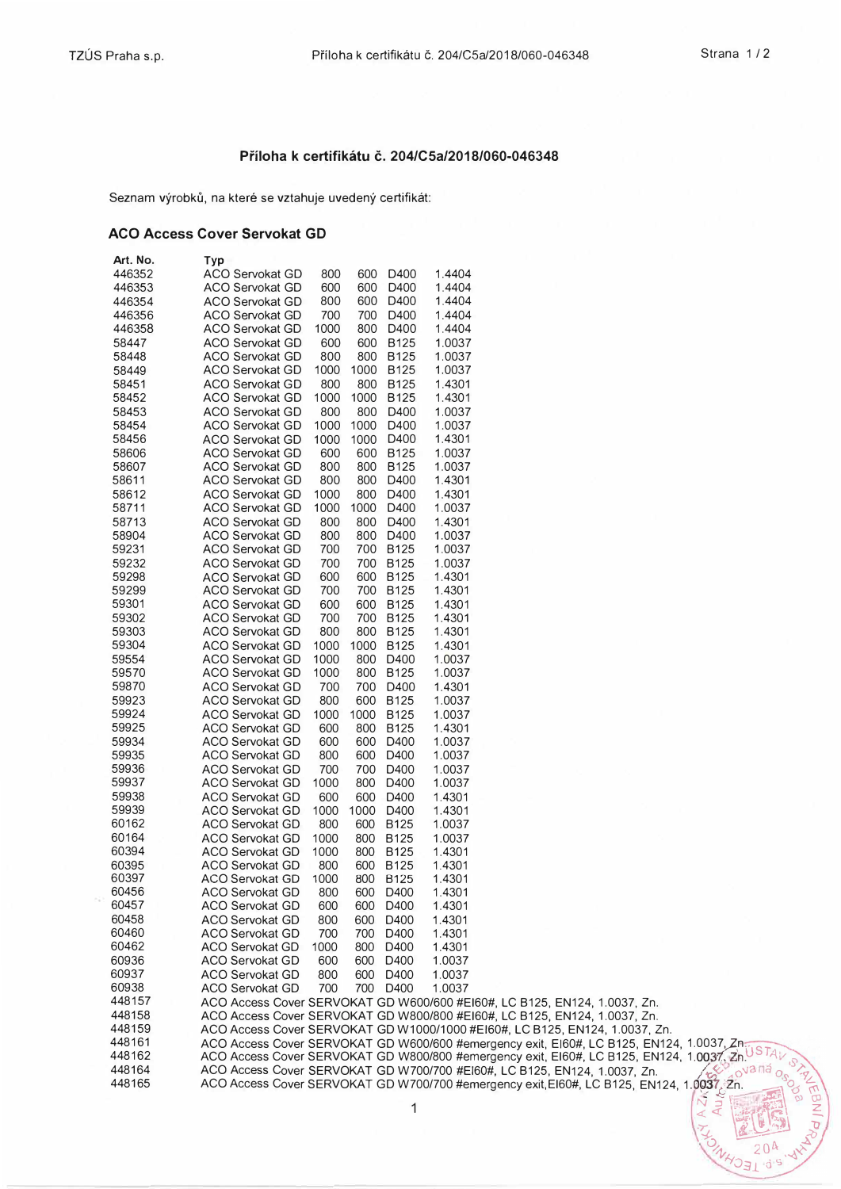## Příloha k certifikátu č. 204/C5a/2018/060-046348

Seznam výrobků, na které se vztahuje uvedený certifikát:

### ACO Access Cover Servokat GD

| Art. No. | Typ |
|---|---|
| 446352 | ACO Servokat GD 800 600 D400 1.4404 |
| 446353 | ACO Servokat GD 600 600 D400 1.4404 |
| 446354 | ACO Servokat GD 800 600 D400 1.4404 |
| 446356 | ACO Servokat GD 700 700 D400 1.4404 |
| 446358 | ACO Servokat GD 1000 800 D400 1.4404 |
| 58447 | ACO Servokat GD 600 600 B125 1.0037 |
| 58448 | ACO Servokat GD 800 800 B125 1.0037 |
| 58449 | ACO Servokat GD 1000 1000 B125 1.0037 |
| 58451 | ACO Servokat GD 800 800 B125 1.4301 |
| 58452 | ACO Servokat GD 1000 1000 B125 1.4301 |
| 58453 | ACO Servokat GD 800 800 D400 1.0037 |
| 58454 | ACO Servokat GD 1000 1000 D400 1.0037 |
| 58456 | ACO Servokat GD 1000 1000 D400 1.4301 |
| 58606 | ACO Servokat GD 600 600 B125 1.0037 |
| 58607 | ACO Servokat GD 800 800 B125 1.0037 |
| 58611 | ACO Servokat GD 800 800 D400 1.4301 |
| 58612 | ACO Servokat GD 1000 800 D400 1.4301 |
| 58711 | ACO Servokat GD 1000 1000 D400 1.0037 |
| 58713 | ACO Servokat GD 800 800 D400 1.4301 |
| 58904 | ACO Servokat GD 800 800 D400 1.0037 |
| 59231 | ACO Servokat GD 700 700 B125 1.0037 |
| 59232 | ACO Servokat GD 700 700 B125 1.0037 |
| 59298 | ACO Servokat GD 600 600 B125 1.4301 |
| 59299 | ACO Servokat GD 700 700 B125 1.4301 |
| 59301 | ACO Servokat GD 600 600 B125 1.4301 |
| 59302 | ACO Servokat GD 700 700 B125 1.4301 |
| 59303 | ACO Servokat GD 800 800 B125 1.4301 |
| 59304 | ACO Servokat GD 1000 1000 B125 1.4301 |
| 59554 | ACO Servokat GD 1000 800 D400 1.0037 |
| 59570 | ACO Servokat GD 1000 800 B125 1.0037 |
| 59870 | ACO Servokat GD 700 700 D400 1.4301 |
| 59923 | ACO Servokat GD 800 600 B125 1.0037 |
| 59924 | ACO Servokat GD 1000 1000 B125 1.0037 |
| 59925 | ACO Servokat GD 600 800 B125 1.4301 |
| 59934 | ACO Servokat GD 600 600 D400 1.0037 |
| 59935 | ACO Servokat GD 800 600 D400 1.0037 |
| 59936 | ACO Servokat GD 700 700 D400 1.0037 |
| 59937 | ACO Servokat GD 1000 800 D400 1.0037 |
| 59938 | ACO Servokat GD 600 600 D400 1.4301 |
| 59939 | ACO Servokat GD 1000 1000 D400 1.4301 |
| 60162 | ACO Servokat GD 800 600 B125 1.0037 |
| 60164 | ACO Servokat GD 1000 800 B125 1.0037 |
| 60394 | ACO Servokat GD 1000 800 B125 1.4301 |
| 60395 | ACO Servokat GD 800 600 B125 1.4301 |
| 60397 | ACO Servokat GD 1000 800 B125 1.4301 |
| 60456 | ACO Servokat GD 800 600 D400 1.4301 |
| 60457 | ACO Servokat GD 600 600 D400 1.4301 |
| 60458 | ACO Servokat GD 800 600 D400 1.4301 |
| 60460 | ACO Servokat GD 700 700 D400 1.4301 |
| 60462 | ACO Servokat GD 1000 800 D400 1.4301 |
| 60936 | ACO Servokat GD 600 600 D400 1.0037 |
| 60937 | ACO Servokat GD 800 600 D400 1.0037 |
| 60938 | ACO Servokat GD 700 700 D400 1.0037 |
| 448157 | ACO Access Cover SERVOKAT GD W600/600 #EI60#, LC B125, EN124, 1.0037, Zn. |
| 448158 | ACO Access Cover SERVOKAT GD W800/800 #EI60#, LC B125, EN124, 1.0037, Zn. |
| 448159 | ACO Access Cover SERVOKAT GD W1000/1000 #EI60#, LC B125, EN124, 1.0037, Zn. |
| 448161 | ACO Access Cover SERVOKAT GD W600/600 #emergency exit, EI60#, LC B125, EN124, 1.0037, Zn. |
| 448162 | ACO Access Cover SERVOKAT GD W800/800 #emergency exit, EI60#, LC B125, EN124, 1.0037, Zn. |
| 448164 | ACO Access Cover SERVOKAT GD W700/700 #EI60#, LC B125, EN124, 1.0037, Zn. |
| 448165 | ACO Access Cover SERVOKAT GD W700/700 #emergency exit,EI60#, LC B125, EN124, 1.0037, Zn. |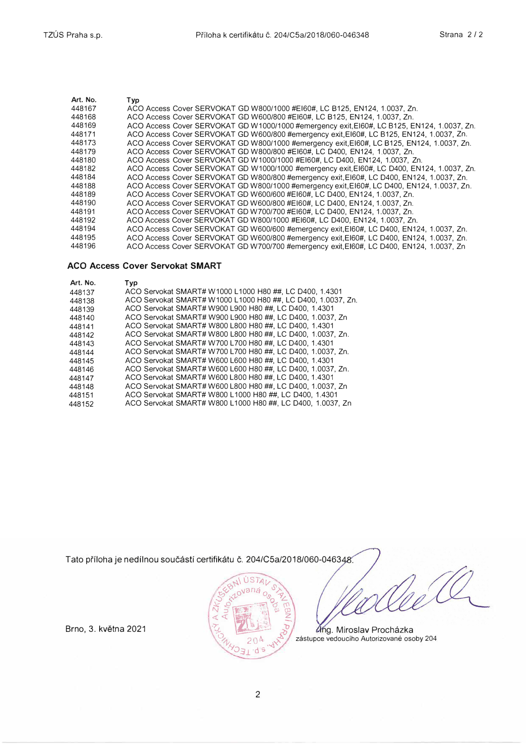| Art. No. | Typ |
|---|---|
| 448167 | ACO Access Cover SERVOKAT GD W800/1000 #EI60#, LC B125, EN124, 1.0037, Zn. |
| 448168 | ACO Access Cover SERVOKAT GD W600/800 #EI60#, LC B125, EN124, 1.0037, Zn. |
| 448169 | ACO Access Cover SERVOKAT GD W1000/1000 #emergency exit,EI60#, LC B125, EN124, 1.0037, Zn. |
| 448171 | ACO Access Cover SERVOKAT GD W600/800 #emergency exit,EI60#, LC B125, EN124, 1.0037, Zn. |
| 448173 | ACO Access Cover SERVOKAT GD W800/1000 #emergency exit,EI60#, LC B125, EN124, 1.0037, Zn. |
| 448179 | ACO Access Cover SERVOKAT GD W800/800 #EI60#, LC D400, EN124, 1.0037, Zn. |
| 448180 | ACO Access Cover SERVOKAT GD W1000/1000 #EI60#, LC D400, EN124, 1.0037, Zn. |
| 448182 | ACO Access Cover SERVOKAT GD W1000/1000 #emergency exit,EI60#, LC D400, EN124, 1.0037, Zn. |
| 448184 | ACO Access Cover SERVOKAT GD W800/800 #emergency exit,EI60#, LC D400, EN124, 1.0037, Zn. |
| 448188 | ACO Access Cover SERVOKAT GD W800/1000 #emergency exit,EI60#, LC D400, EN124, 1.0037, Zn. |
| 448189 | ACO Access Cover SERVOKAT GD W600/600 #EI60#, LC D400, EN124, 1.0037, Zn. |
| 448190 | ACO Access Cover SERVOKAT GD W600/800 #EI60#, LC D400, EN124, 1.0037, Zn. |
| 448191 | ACO Access Cover SERVOKAT GD W700/700 #EI60#, LC D400, EN124, 1.0037, Zn. |
| 448192 | ACO Access Cover SERVOKAT GD W800/1000 #EI60#, LC D400, EN124, 1.0037, Zn. |
| 448194 | ACO Access Cover SERVOKAT GD W600/600 #emergency exit,EI60#, LC D400, EN124, 1.0037, Zn. |
| 448195 | ACO Access Cover SERVOKAT GD W600/800 #emergency exit,EI60#, LC D400, EN124, 1.0037, Zn. |
| 448196 | ACO Access Cover SERVOKAT GD W700/700 #emergency exit,EI60#, LC D400, EN124, 1.0037, Zn |

## ACO Access Cover Servokat SMART

| Art. No. | Typ |
|---|---|
| 448137 | ACO Servokat SMART# W1000 L1000 H80 ##, LC D400, 1.4301 |
| 448138 | ACO Servokat SMART# W1000 L1000 H80 ##, LC D400, 1.0037, Zn. |
| 448139 | ACO Servokat SMART# W900 L900 H80 ##, LC D400, 1.4301 |
| 448140 | ACO Servokat SMART# W900 L900 H80 ##, LC D400, 1.0037, Zn |
| 448141 | ACO Servokat SMART# W800 L800 H80 ##, LC D400, 1.4301 |
| 448142 | ACO Servokat SMART# W800 L800 H80 ##, LC D400, 1.0037, Zn. |
| 448143 | ACO Servokat SMART# W700 L700 H80 ##, LC D400, 1.4301 |
| 448144 | ACO Servokat SMART# W700 L700 H80 ##, LC D400, 1.0037, Zn. |
| 448145 | ACO Servokat SMART# W600 L600 H80 ##, LC D400, 1.4301 |
| 448146 | ACO Servokat SMART# W600 L600 H80 ##, LC D400, 1.0037, Zn. |
| 448147 | ACO Servokat SMART# W600 L800 H80 ##, LC D400, 1.4301 |
| 448148 | ACO Servokat SMART# W600 L800 H80 ##, LC D400, 1.0037, Zn |
| 448151 | ACO Servokat SMART# W800 L1000 H80 ##, LC D400, 1.4301 |
| 448152 | ACO Servokat SMART# W800 L1000 H80 ##, LC D400, 1.0037, Zn |

Tato příloha je nedílnou součástí certifikátu č. 204/C5a/2018/060-046348.

Brno, 3. května 2021

Ing. Miroslav Procházka
zástupce vedoucího Autorizované osoby 204